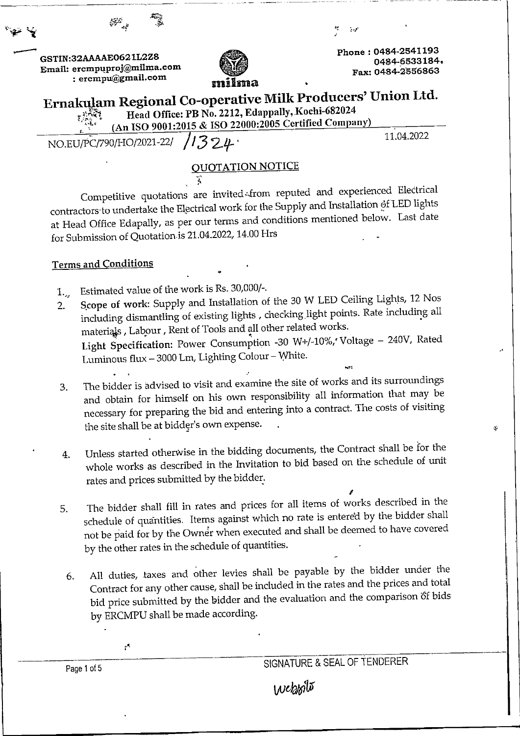GSTIN:32AAAAE0621L2Z8
Email: ercmpuproj@milma.com
: ercmpu@gmail.com

milma

Phone : 0484-2541193
0484-6533184,
Fax: 0484-2556863

# Ernakulam Regional Co-operative Milk Producers' Union Ltd.

Head Office: PB No. 2212, Edappally, Kochi-682024
(An ISO 9001:2015 & ISO 22000:2005 Certified Company)

NO.EU/PC/790/HO/2021-22/ /1324

11.04.2022

## QUOTATION NOTICE

Competitive quotations are invited from reputed and experienced Electrical contractors to undertake the Electrical work for the Supply and Installation of LED lights at Head Office Edapally, as per our terms and conditions mentioned below. Last date for Submission of Quotation is 21.04.2022, 14.00 Hrs

### Terms and Conditions

1. Estimated value of the work is Rs. 30,000/-.
2. **Scope of work**: Supply and Installation of the 30 W LED Ceiling Lights, 12 Nos including dismantling of existing lights , checking light points. Rate including all materials , Labour , Rent of Tools and all other related works.
   **Light Specification**: Power Consumption -30 W+/-10%, Voltage – 240V, Rated Luminous flux – 3000 Lm, Lighting Colour – White.
3. The bidder is advised to visit and examine the site of works and its surroundings and obtain for himself on his own responsibility all information that may be necessary for preparing the bid and entering into a contract. The costs of visiting the site shall be at bidder's own expense.
4. Unless started otherwise in the bidding documents, the Contract shall be for the whole works as described in the Invitation to bid based on the schedule of unit rates and prices submitted by the bidder.
5. The bidder shall fill in rates and prices for all items of works described in the schedule of quantities. Items against which no rate is entered by the bidder shall not be paid for by the Owner when executed and shall be deemed to have covered by the other rates in the schedule of quantities.
6. All duties, taxes and other levies shall be payable by the bidder under the Contract for any other cause, shall be included in the rates and the prices and total bid price submitted by the bidder and the evaluation and the comparison of bids by ERCMPU shall be made according.

SIGNATURE & SEAL OF TENDERER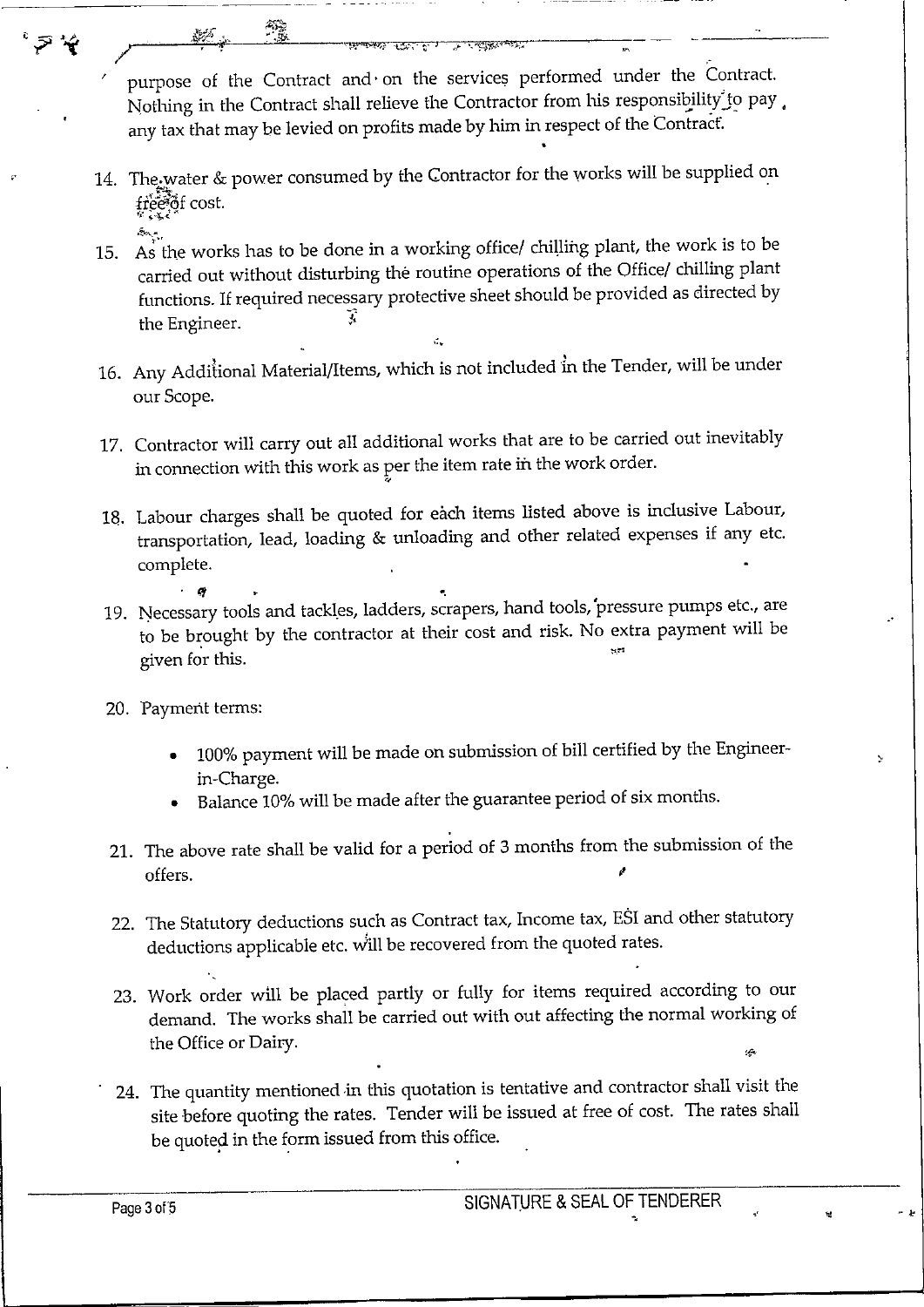purpose of the Contract and on the services performed under the Contract. Nothing in the Contract shall relieve the Contractor from his responsibility to pay any tax that may be levied on profits made by him in respect of the Contract.

14. The water & power consumed by the Contractor for the works will be supplied on free of cost.

15. As the works has to be done in a working office/ chilling plant, the work is to be carried out without disturbing the routine operations of the Office/ chilling plant functions. If required necessary protective sheet should be provided as directed by the Engineer.

16. Any Additional Material/Items, which is not included in the Tender, will be under our Scope.

17. Contractor will carry out all additional works that are to be carried out inevitably in connection with this work as per the item rate in the work order.

18. Labour charges shall be quoted for each items listed above is inclusive Labour, transportation, lead, loading & unloading and other related expenses if any etc. complete.

19. Necessary tools and tackles, ladders, scrapers, hand tools, pressure pumps etc., are to be brought by the contractor at their cost and risk. No extra payment will be given for this.

20. Payment terms:

    - 100% payment will be made on submission of bill certified by the Engineer-in-Charge.
    - Balance 10% will be made after the guarantee period of six months.

21. The above rate shall be valid for a period of 3 months from the submission of the offers.

22. The Statutory deductions such as Contract tax, Income tax, ESI and other statutory deductions applicable etc. will be recovered from the quoted rates.

23. Work order will be placed partly or fully for items required according to our demand. The works shall be carried out with out affecting the normal working of the Office or Dairy.

24. The quantity mentioned in this quotation is tentative and contractor shall visit the site before quoting the rates. Tender will be issued at free of cost. The rates shall be quoted in the form issued from this office.

SIGNATURE & SEAL OF TENDERER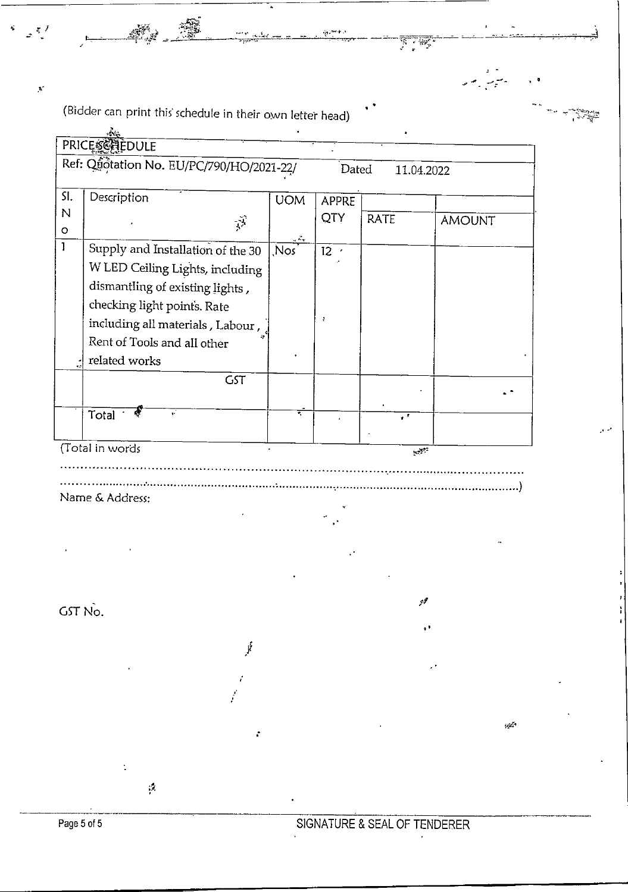(Bidder can print this schedule in their own letter head)

| PRICE SCHEDULE | | | | | |
|---|---|---|---|---|---|
| Ref: Quotation No. EU/PC/790/HO/2021-22/ | | | Dated 11.04.2022 | | |
| Sl. No | Description | UOM | APPRE QTY | RATE | AMOUNT |
| 1 | Supply and Installation of the 30 W LED Ceiling Lights, including dismantling of existing lights , checking light points. Rate including all materials , Labour , Rent of Tools and all other related works | Nos | 12 | | |
| | GST | | | | |
| | Total | | | | |

(Total in words ....................................................................................................................................................................................................................................................................................)

Name & Address:

GST No.

SIGNATURE & SEAL OF TENDERER